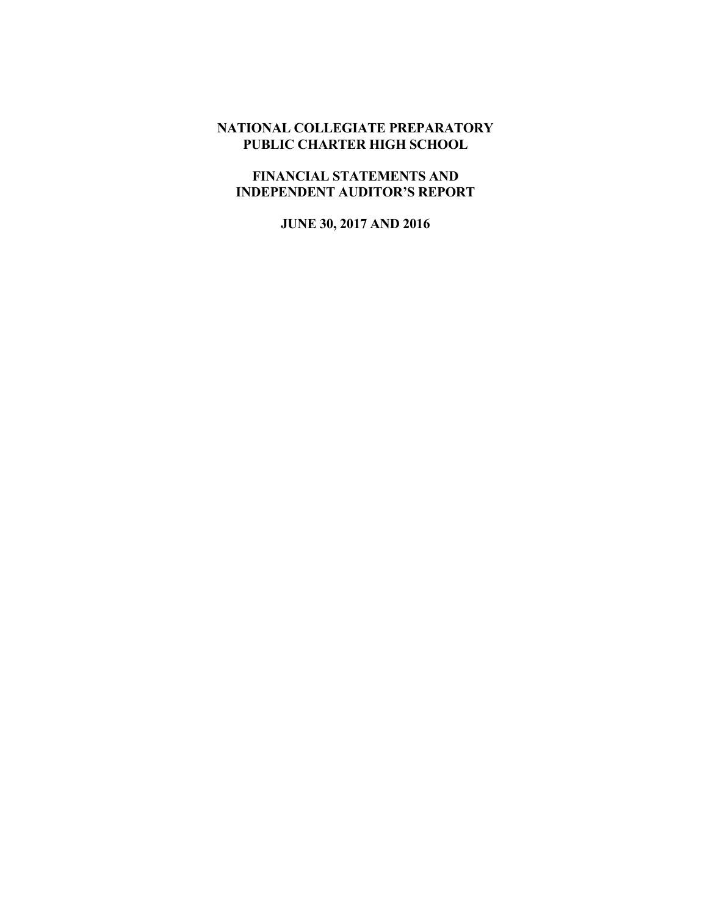# NATIONAL COLLEGIATE PREPARATORY PUBLIC CHARTER HIGH SCHOOL

## FINANCIAL STATEMENTS AND INDEPENDENT AUDITOR'S REPORT

### JUNE 30, 2017 AND 2016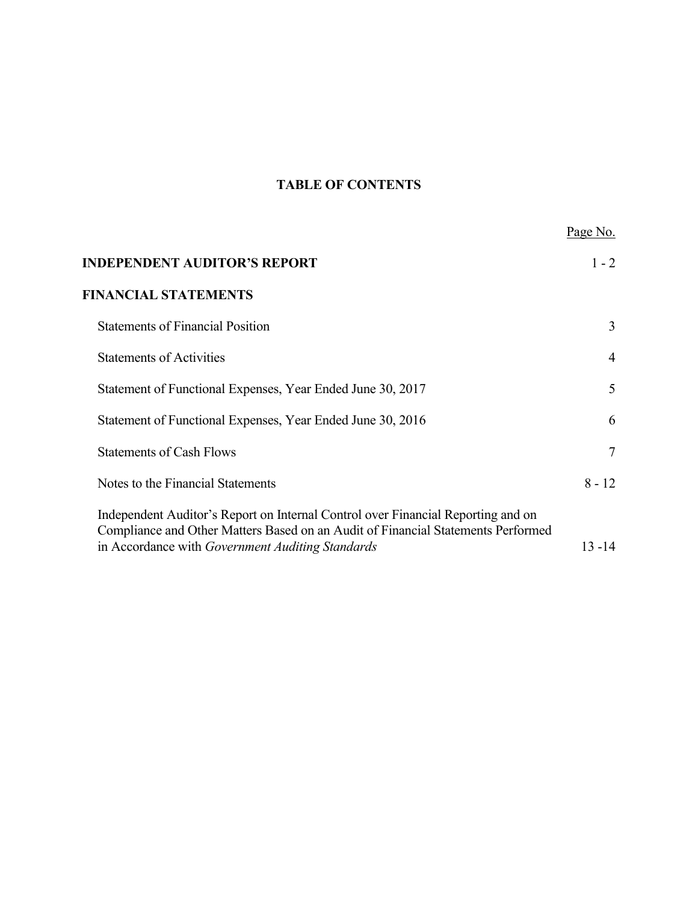# TABLE OF CONTENTS

| | Page No. |
|---|---|
| **INDEPENDENT AUDITOR'S REPORT** | 1 - 2 |
| **FINANCIAL STATEMENTS** | |
| Statements of Financial Position | 3 |
| Statements of Activities | 4 |
| Statement of Functional Expenses, Year Ended June 30, 2017 | 5 |
| Statement of Functional Expenses, Year Ended June 30, 2016 | 6 |
| Statements of Cash Flows | 7 |
| Notes to the Financial Statements | 8 - 12 |
| Independent Auditor's Report on Internal Control over Financial Reporting and on Compliance and Other Matters Based on an Audit of Financial Statements Performed in Accordance with *Government Auditing Standards* | 13 -14 |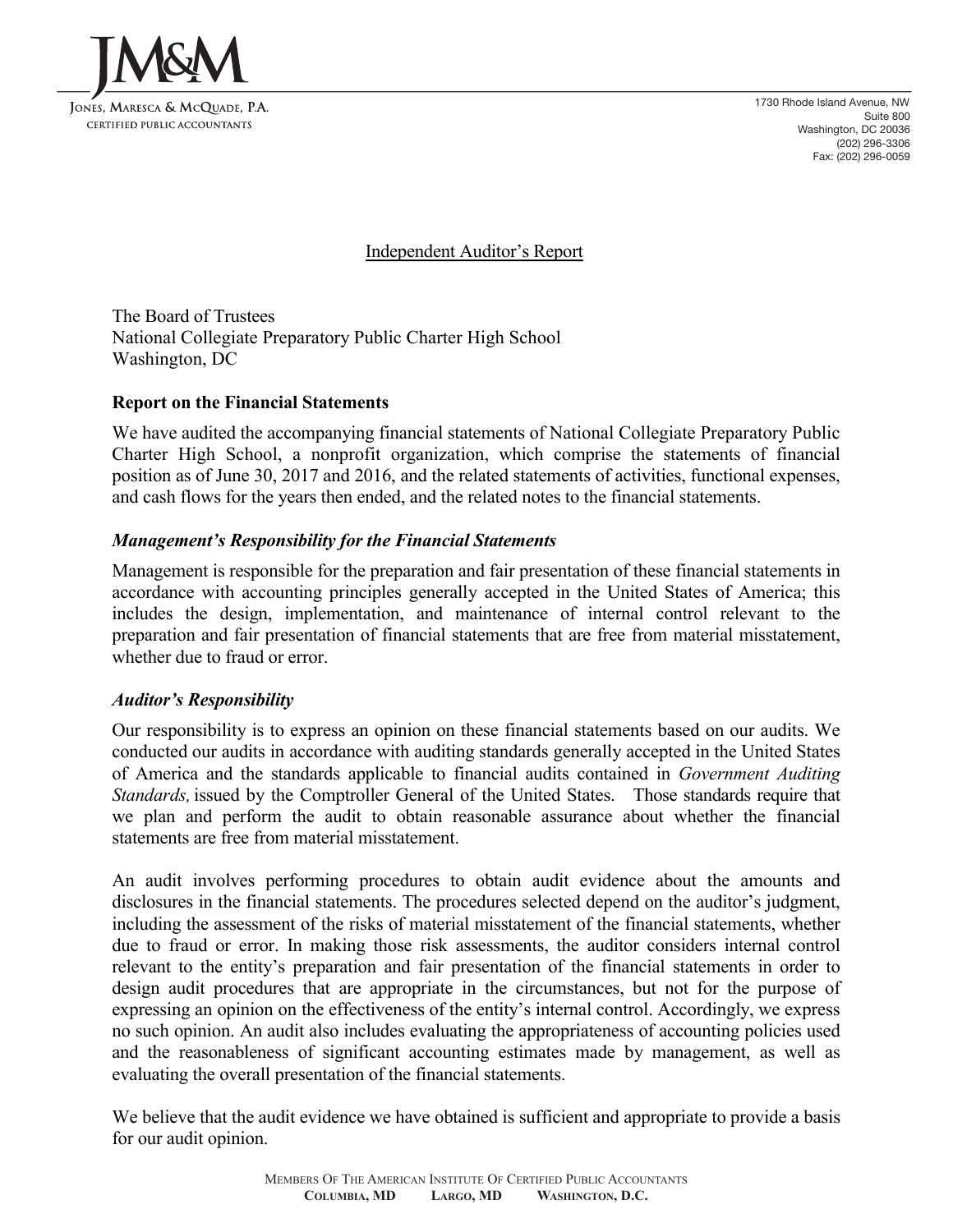JM&M

JONES, MARESCA & MCQUADE, P.A.
CERTIFIED PUBLIC ACCOUNTANTS

1730 Rhode Island Avenue, NW
Suite 800
Washington, DC 20036
(202) 296-3306
Fax: (202) 296-0059

# Independent Auditor's Report

The Board of Trustees
National Collegiate Preparatory Public Charter High School
Washington, DC

## Report on the Financial Statements

We have audited the accompanying financial statements of National Collegiate Preparatory Public Charter High School, a nonprofit organization, which comprise the statements of financial position as of June 30, 2017 and 2016, and the related statements of activities, functional expenses, and cash flows for the years then ended, and the related notes to the financial statements.

### *Management's Responsibility for the Financial Statements*

Management is responsible for the preparation and fair presentation of these financial statements in accordance with accounting principles generally accepted in the United States of America; this includes the design, implementation, and maintenance of internal control relevant to the preparation and fair presentation of financial statements that are free from material misstatement, whether due to fraud or error.

### *Auditor's Responsibility*

Our responsibility is to express an opinion on these financial statements based on our audits. We conducted our audits in accordance with auditing standards generally accepted in the United States of America and the standards applicable to financial audits contained in *Government Auditing Standards,* issued by the Comptroller General of the United States. Those standards require that we plan and perform the audit to obtain reasonable assurance about whether the financial statements are free from material misstatement.

An audit involves performing procedures to obtain audit evidence about the amounts and disclosures in the financial statements. The procedures selected depend on the auditor's judgment, including the assessment of the risks of material misstatement of the financial statements, whether due to fraud or error. In making those risk assessments, the auditor considers internal control relevant to the entity's preparation and fair presentation of the financial statements in order to design audit procedures that are appropriate in the circumstances, but not for the purpose of expressing an opinion on the effectiveness of the entity's internal control. Accordingly, we express no such opinion. An audit also includes evaluating the appropriateness of accounting policies used and the reasonableness of significant accounting estimates made by management, as well as evaluating the overall presentation of the financial statements.

We believe that the audit evidence we have obtained is sufficient and appropriate to provide a basis for our audit opinion.

MEMBERS OF THE AMERICAN INSTITUTE OF CERTIFIED PUBLIC ACCOUNTANTS
**COLUMBIA, MD     LARGO, MD     WASHINGTON, D.C.**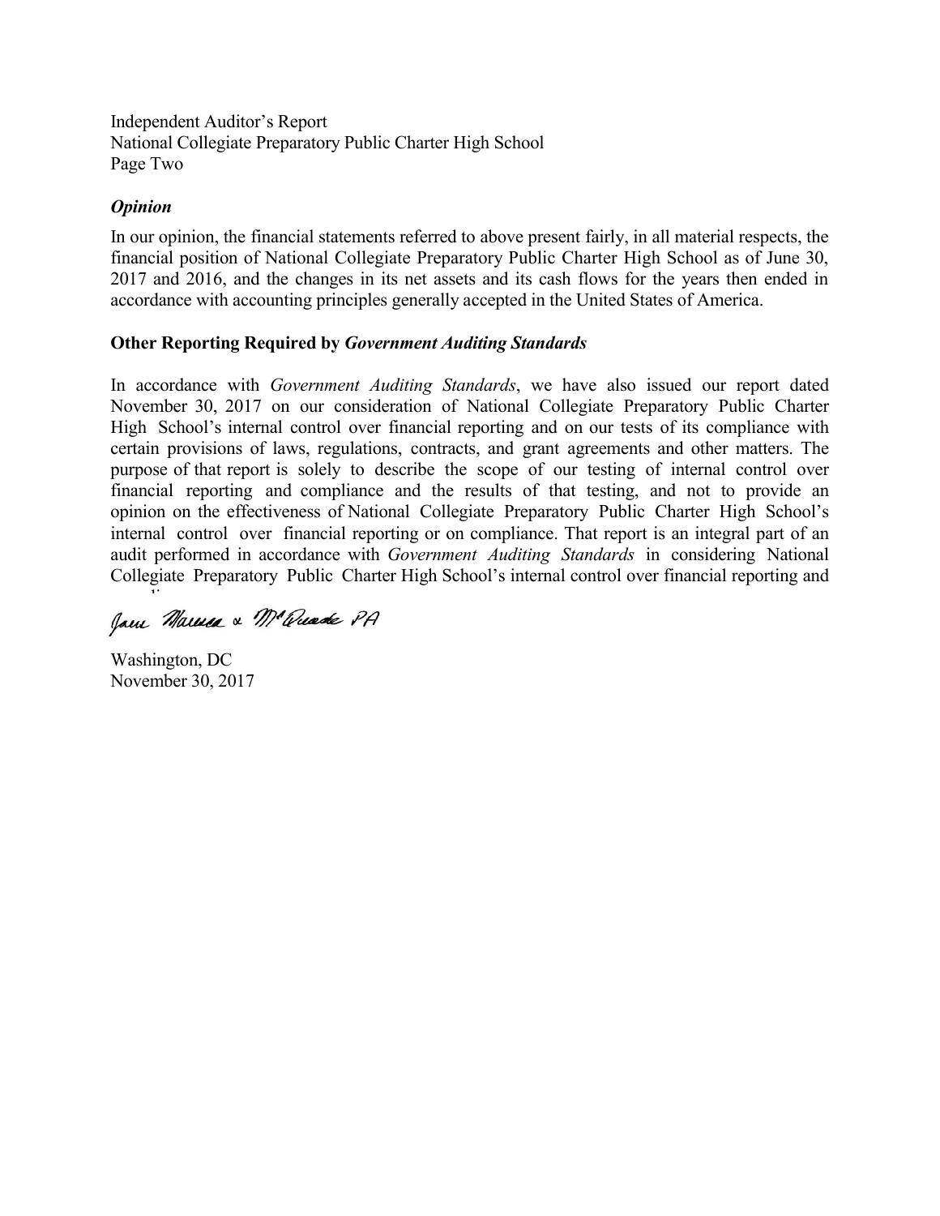Independent Auditor's Report
National Collegiate Preparatory Public Charter High School
Page Two

***Opinion***

In our opinion, the financial statements referred to above present fairly, in all material respects, the financial position of National Collegiate Preparatory Public Charter High School as of June 30, 2017 and 2016, and the changes in its net assets and its cash flows for the years then ended in accordance with accounting principles generally accepted in the United States of America.

**Other Reporting Required by *Government Auditing Standards***

In accordance with *Government Auditing Standards*, we have also issued our report dated November 30, 2017 on our consideration of National Collegiate Preparatory Public Charter High School's internal control over financial reporting and on our tests of its compliance with certain provisions of laws, regulations, contracts, and grant agreements and other matters. The purpose of that report is solely to describe the scope of our testing of internal control over financial reporting and compliance and the results of that testing, and not to provide an opinion on the effectiveness of National Collegiate Preparatory Public Charter High School's internal control over financial reporting or on compliance. That report is an integral part of an audit performed in accordance with *Government Auditing Standards* in considering National Collegiate Preparatory Public Charter High School's internal control over financial reporting and compliance.

Jane Marcus & McQuade PA

Washington, DC
November 30, 2017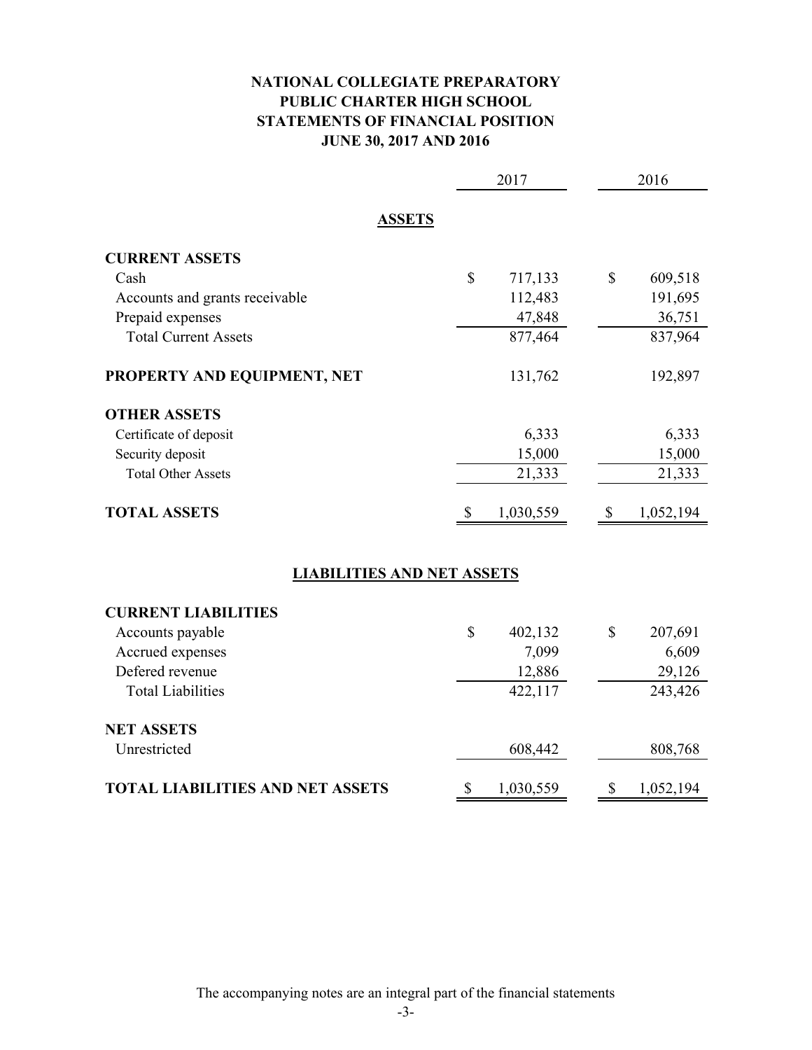**NATIONAL COLLEGIATE PREPARATORY**
**PUBLIC CHARTER HIGH SCHOOL**
**STATEMENTS OF FINANCIAL POSITION**
**JUNE 30, 2017 AND 2016**

| | 2017 | 2016 |
|---|---|---|
| **ASSETS** | | |
| **CURRENT ASSETS** | | |
| Cash | $ 717,133 | $ 609,518 |
| Accounts and grants receivable | 112,483 | 191,695 |
| Prepaid expenses | 47,848 | 36,751 |
| Total Current Assets | 877,464 | 837,964 |
| **PROPERTY AND EQUIPMENT, NET** | 131,762 | 192,897 |
| **OTHER ASSETS** | | |
| Certificate of deposit | 6,333 | 6,333 |
| Security deposit | 15,000 | 15,000 |
| Total Other Assets | 21,333 | 21,333 |
| **TOTAL ASSETS** | $ 1,030,559 | $ 1,052,194 |
| **LIABILITIES AND NET ASSETS** | | |
| **CURRENT LIABILITIES** | | |
| Accounts payable | $ 402,132 | $ 207,691 |
| Accrued expenses | 7,099 | 6,609 |
| Defered revenue | 12,886 | 29,126 |
| Total Liabilities | 422,117 | 243,426 |
| **NET ASSETS** | | |
| Unrestricted | 608,442 | 808,768 |
| **TOTAL LIABILITIES AND NET ASSETS** | $ 1,030,559 | $ 1,052,194 |

The accompanying notes are an integral part of the financial statements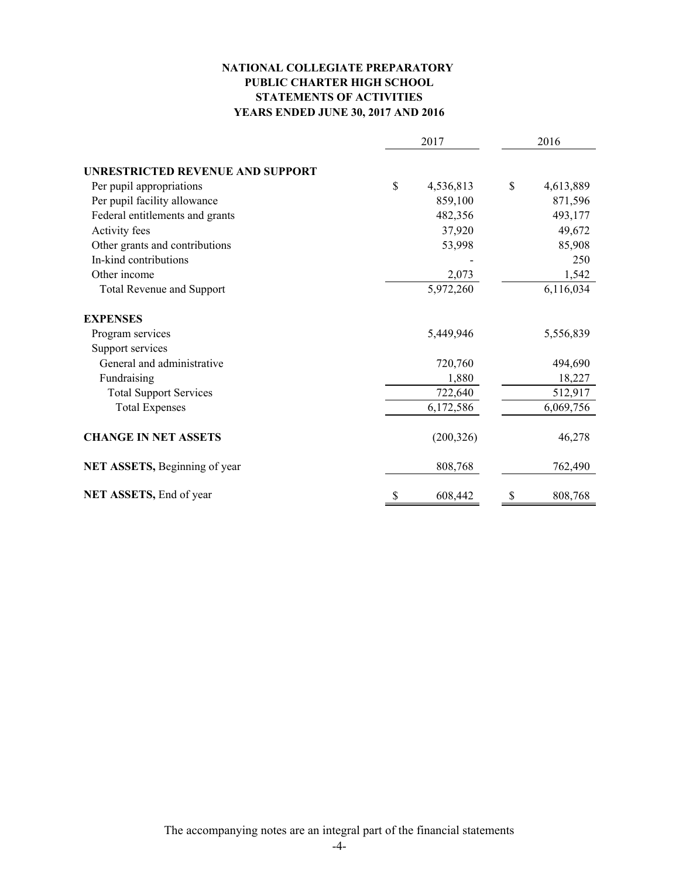**NATIONAL COLLEGIATE PREPARATORY**
**PUBLIC CHARTER HIGH SCHOOL**
**STATEMENTS OF ACTIVITIES**
**YEARS ENDED JUNE 30, 2017 AND 2016**

| | 2017 | 2016 |
|---|---|---|
| **UNRESTRICTED REVENUE AND SUPPORT** | | |
| Per pupil appropriations | $ 4,536,813 | $ 4,613,889 |
| Per pupil facility allowance | 859,100 | 871,596 |
| Federal entitlements and grants | 482,356 | 493,177 |
| Activity fees | 37,920 | 49,672 |
| Other grants and contributions | 53,998 | 85,908 |
| In-kind contributions | - | 250 |
| Other income | 2,073 | 1,542 |
| Total Revenue and Support | 5,972,260 | 6,116,034 |
| **EXPENSES** | | |
| Program services | 5,449,946 | 5,556,839 |
| Support services | | |
| General and administrative | 720,760 | 494,690 |
| Fundraising | 1,880 | 18,227 |
| Total Support Services | 722,640 | 512,917 |
| Total Expenses | 6,172,586 | 6,069,756 |
| **CHANGE IN NET ASSETS** | (200,326) | 46,278 |
| **NET ASSETS,** Beginning of year | 808,768 | 762,490 |
| **NET ASSETS,** End of year | $ 608,442 | $ 808,768 |

The accompanying notes are an integral part of the financial statements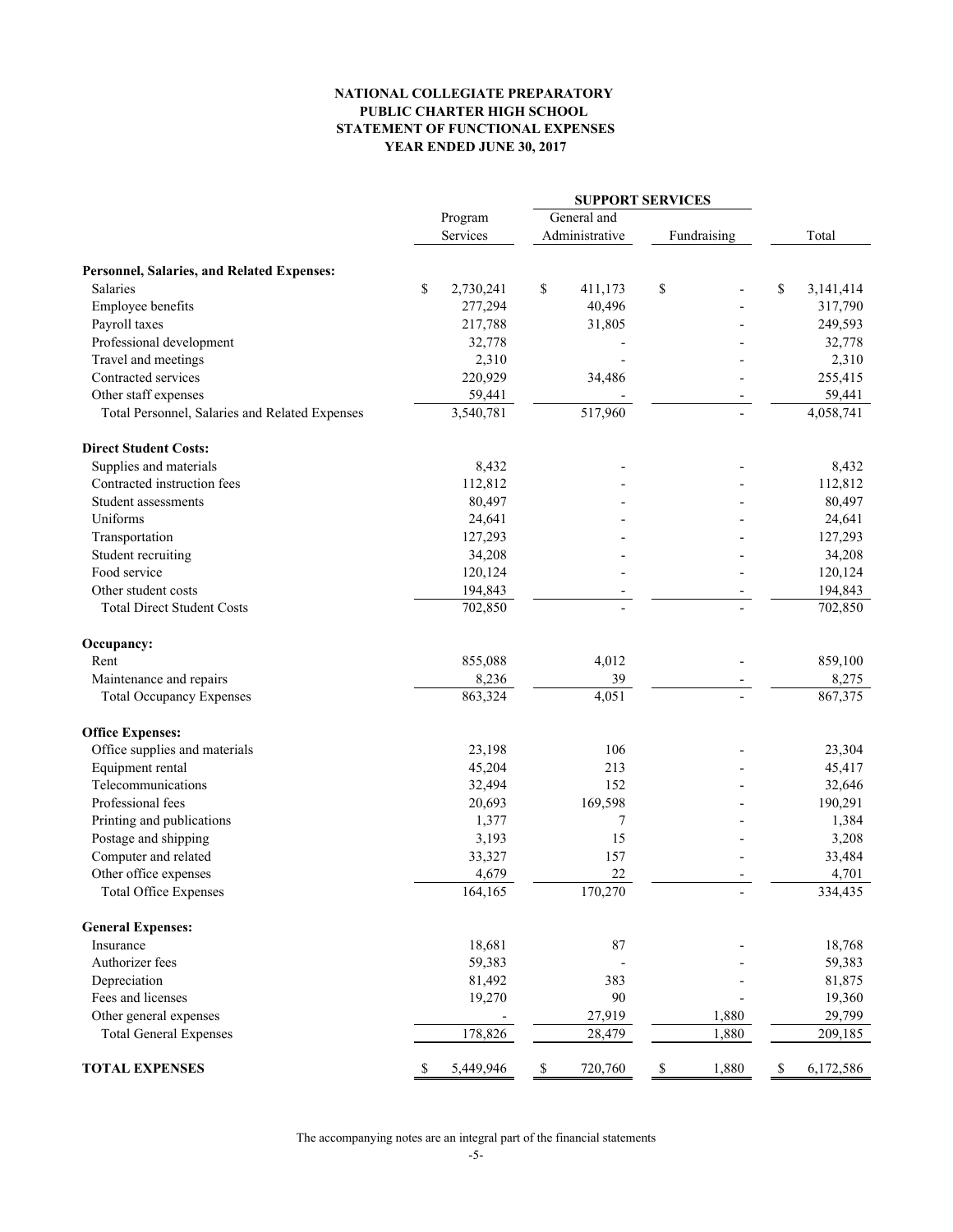# NATIONAL COLLEGIATE PREPARATORY PUBLIC CHARTER HIGH SCHOOL

## STATEMENT OF FUNCTIONAL EXPENSES

### YEAR ENDED JUNE 30, 2017

| | Program Services | SUPPORT SERVICES | | Total |
|---|---|---|---|---|
| | | General and Administrative | Fundraising | |
| **Personnel, Salaries, and Related Expenses:** | | | | |
| Salaries | $ 2,730,241 | $ 411,173 | $ - | $ 3,141,414 |
| Employee benefits | 277,294 | 40,496 | - | 317,790 |
| Payroll taxes | 217,788 | 31,805 | - | 249,593 |
| Professional development | 32,778 | - | - | 32,778 |
| Travel and meetings | 2,310 | - | - | 2,310 |
| Contracted services | 220,929 | 34,486 | - | 255,415 |
| Other staff expenses | 59,441 | - | - | 59,441 |
| Total Personnel, Salaries and Related Expenses | 3,540,781 | 517,960 | - | 4,058,741 |
| **Direct Student Costs:** | | | | |
| Supplies and materials | 8,432 | - | - | 8,432 |
| Contracted instruction fees | 112,812 | - | - | 112,812 |
| Student assessments | 80,497 | - | - | 80,497 |
| Uniforms | 24,641 | - | - | 24,641 |
| Transportation | 127,293 | - | - | 127,293 |
| Student recruiting | 34,208 | - | - | 34,208 |
| Food service | 120,124 | - | - | 120,124 |
| Other student costs | 194,843 | - | - | 194,843 |
| Total Direct Student Costs | 702,850 | - | - | 702,850 |
| **Occupancy:** | | | | |
| Rent | 855,088 | 4,012 | - | 859,100 |
| Maintenance and repairs | 8,236 | 39 | - | 8,275 |
| Total Occupancy Expenses | 863,324 | 4,051 | - | 867,375 |
| **Office Expenses:** | | | | |
| Office supplies and materials | 23,198 | 106 | - | 23,304 |
| Equipment rental | 45,204 | 213 | - | 45,417 |
| Telecommunications | 32,494 | 152 | - | 32,646 |
| Professional fees | 20,693 | 169,598 | - | 190,291 |
| Printing and publications | 1,377 | 7 | - | 1,384 |
| Postage and shipping | 3,193 | 15 | - | 3,208 |
| Computer and related | 33,327 | 157 | - | 33,484 |
| Other office expenses | 4,679 | 22 | - | 4,701 |
| Total Office Expenses | 164,165 | 170,270 | - | 334,435 |
| **General Expenses:** | | | | |
| Insurance | 18,681 | 87 | - | 18,768 |
| Authorizer fees | 59,383 | - | - | 59,383 |
| Depreciation | 81,492 | 383 | - | 81,875 |
| Fees and licenses | 19,270 | 90 | - | 19,360 |
| Other general expenses | - | 27,919 | 1,880 | 29,799 |
| Total General Expenses | 178,826 | 28,479 | 1,880 | 209,185 |
| **TOTAL EXPENSES** | $ 5,449,946 | $ 720,760 | $ 1,880 | $ 6,172,586 |

The accompanying notes are an integral part of the financial statements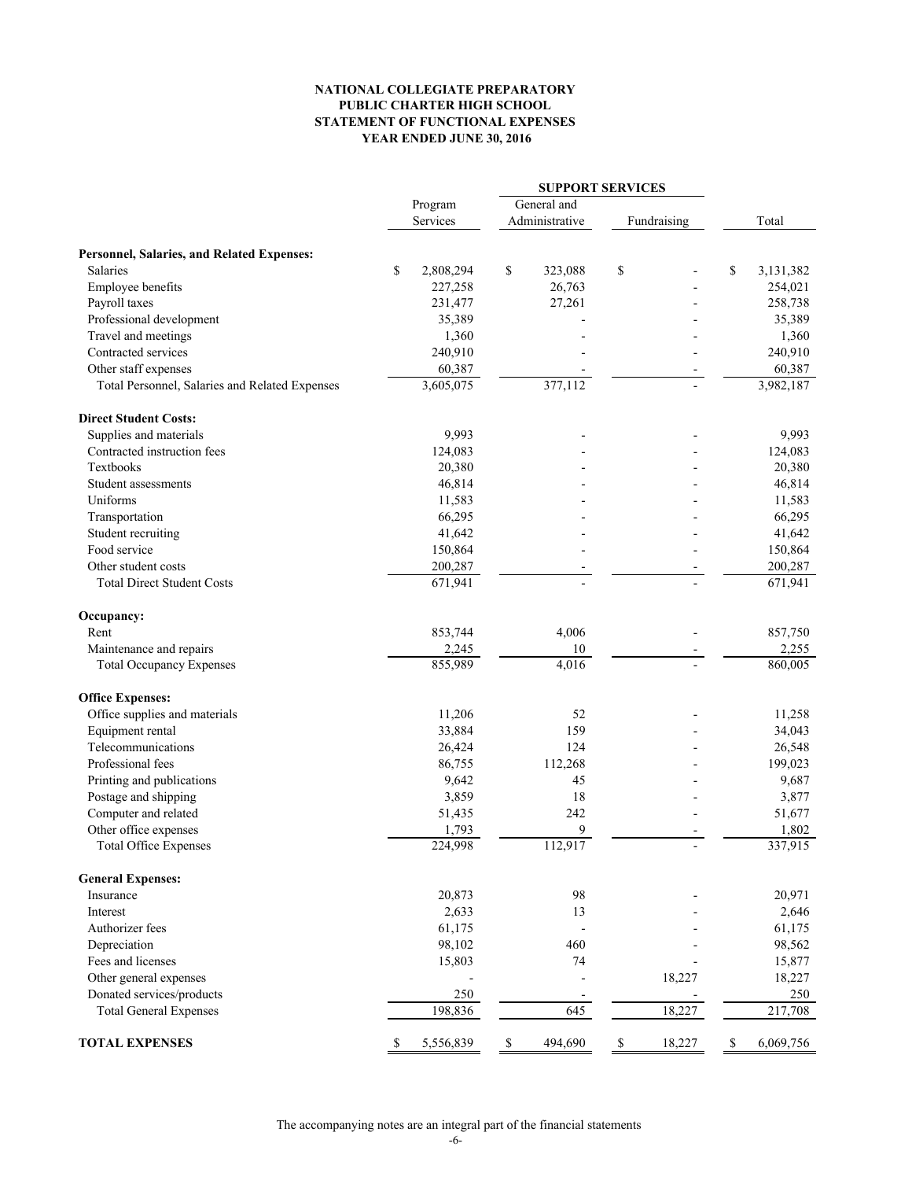**NATIONAL COLLEGIATE PREPARATORY**
**PUBLIC CHARTER HIGH SCHOOL**
**STATEMENT OF FUNCTIONAL EXPENSES**
**YEAR ENDED JUNE 30, 2016**

| | | SUPPORT SERVICES | | |
|---|---|---|---|---|
| | Program Services | General and Administrative | Fundraising | Total |
| **Personnel, Salaries, and Related Expenses:** | | | | |
| Salaries | $ 2,808,294 | $ 323,088 | $ - | $ 3,131,382 |
| Employee benefits | 227,258 | 26,763 | - | 254,021 |
| Payroll taxes | 231,477 | 27,261 | - | 258,738 |
| Professional development | 35,389 | - | - | 35,389 |
| Travel and meetings | 1,360 | - | - | 1,360 |
| Contracted services | 240,910 | - | - | 240,910 |
| Other staff expenses | 60,387 | - | - | 60,387 |
| Total Personnel, Salaries and Related Expenses | 3,605,075 | 377,112 | - | 3,982,187 |
| **Direct Student Costs:** | | | | |
| Supplies and materials | 9,993 | - | - | 9,993 |
| Contracted instruction fees | 124,083 | - | - | 124,083 |
| Textbooks | 20,380 | - | - | 20,380 |
| Student assessments | 46,814 | - | - | 46,814 |
| Uniforms | 11,583 | - | - | 11,583 |
| Transportation | 66,295 | - | - | 66,295 |
| Student recruiting | 41,642 | - | - | 41,642 |
| Food service | 150,864 | - | - | 150,864 |
| Other student costs | 200,287 | - | - | 200,287 |
| Total Direct Student Costs | 671,941 | - | - | 671,941 |
| **Occupancy:** | | | | |
| Rent | 853,744 | 4,006 | - | 857,750 |
| Maintenance and repairs | 2,245 | 10 | - | 2,255 |
| Total Occupancy Expenses | 855,989 | 4,016 | - | 860,005 |
| **Office Expenses:** | | | | |
| Office supplies and materials | 11,206 | 52 | - | 11,258 |
| Equipment rental | 33,884 | 159 | - | 34,043 |
| Telecommunications | 26,424 | 124 | - | 26,548 |
| Professional fees | 86,755 | 112,268 | - | 199,023 |
| Printing and publications | 9,642 | 45 | - | 9,687 |
| Postage and shipping | 3,859 | 18 | - | 3,877 |
| Computer and related | 51,435 | 242 | - | 51,677 |
| Other office expenses | 1,793 | 9 | - | 1,802 |
| Total Office Expenses | 224,998 | 112,917 | - | 337,915 |
| **General Expenses:** | | | | |
| Insurance | 20,873 | 98 | - | 20,971 |
| Interest | 2,633 | 13 | - | 2,646 |
| Authorizer fees | 61,175 | - | - | 61,175 |
| Depreciation | 98,102 | 460 | - | 98,562 |
| Fees and licenses | 15,803 | 74 | - | 15,877 |
| Other general expenses | - | - | 18,227 | 18,227 |
| Donated services/products | 250 | - | - | 250 |
| Total General Expenses | 198,836 | 645 | 18,227 | 217,708 |
| **TOTAL EXPENSES** | $ 5,556,839 | $ 494,690 | $ 18,227 | $ 6,069,756 |

The accompanying notes are an integral part of the financial statements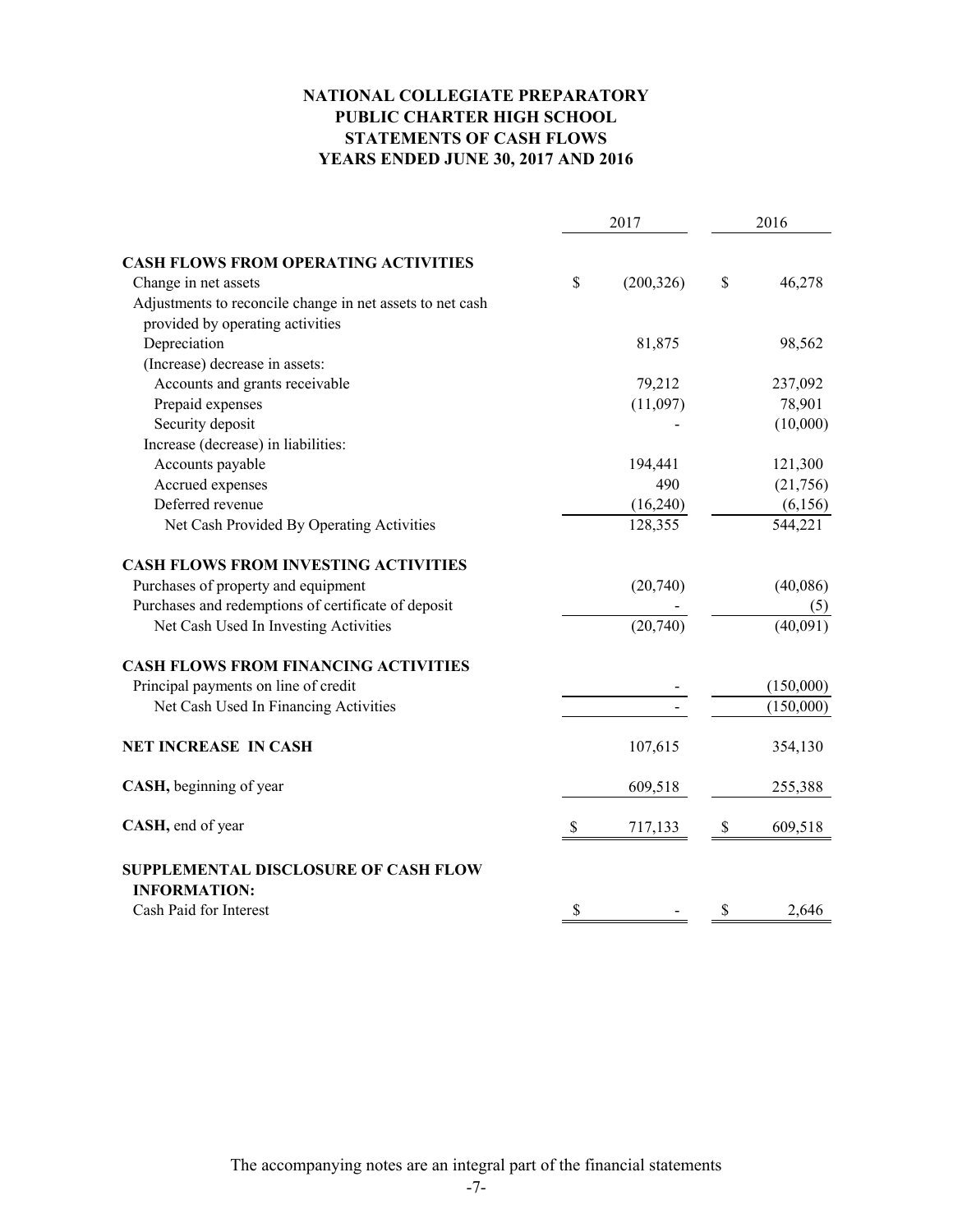# NATIONAL COLLEGIATE PREPARATORY
# PUBLIC CHARTER HIGH SCHOOL
# STATEMENTS OF CASH FLOWS
# YEARS ENDED JUNE 30, 2017 AND 2016

| | 2017 | 2016 |
|---|---|---|
| **CASH FLOWS FROM OPERATING ACTIVITIES** | | |
| Change in net assets | $ (200,326) | $ 46,278 |
| Adjustments to reconcile change in net assets to net cash provided by operating activities | | |
| Depreciation | 81,875 | 98,562 |
| (Increase) decrease in assets: | | |
| Accounts and grants receivable | 79,212 | 237,092 |
| Prepaid expenses | (11,097) | 78,901 |
| Security deposit | - | (10,000) |
| Increase (decrease) in liabilities: | | |
| Accounts payable | 194,441 | 121,300 |
| Accrued expenses | 490 | (21,756) |
| Deferred revenue | (16,240) | (6,156) |
| Net Cash Provided By Operating Activities | 128,355 | 544,221 |
| **CASH FLOWS FROM INVESTING ACTIVITIES** | | |
| Purchases of property and equipment | (20,740) | (40,086) |
| Purchases and redemptions of certificate of deposit | - | (5) |
| Net Cash Used In Investing Activities | (20,740) | (40,091) |
| **CASH FLOWS FROM FINANCING ACTIVITIES** | | |
| Principal payments on line of credit | - | (150,000) |
| Net Cash Used In Financing Activities | - | (150,000) |
| **NET INCREASE IN CASH** | 107,615 | 354,130 |
| **CASH,** beginning of year | 609,518 | 255,388 |
| **CASH,** end of year | $ 717,133 | $ 609,518 |
| **SUPPLEMENTAL DISCLOSURE OF CASH FLOW INFORMATION:** | | |
| Cash Paid for Interest | $ - | $ 2,646 |

The accompanying notes are an integral part of the financial statements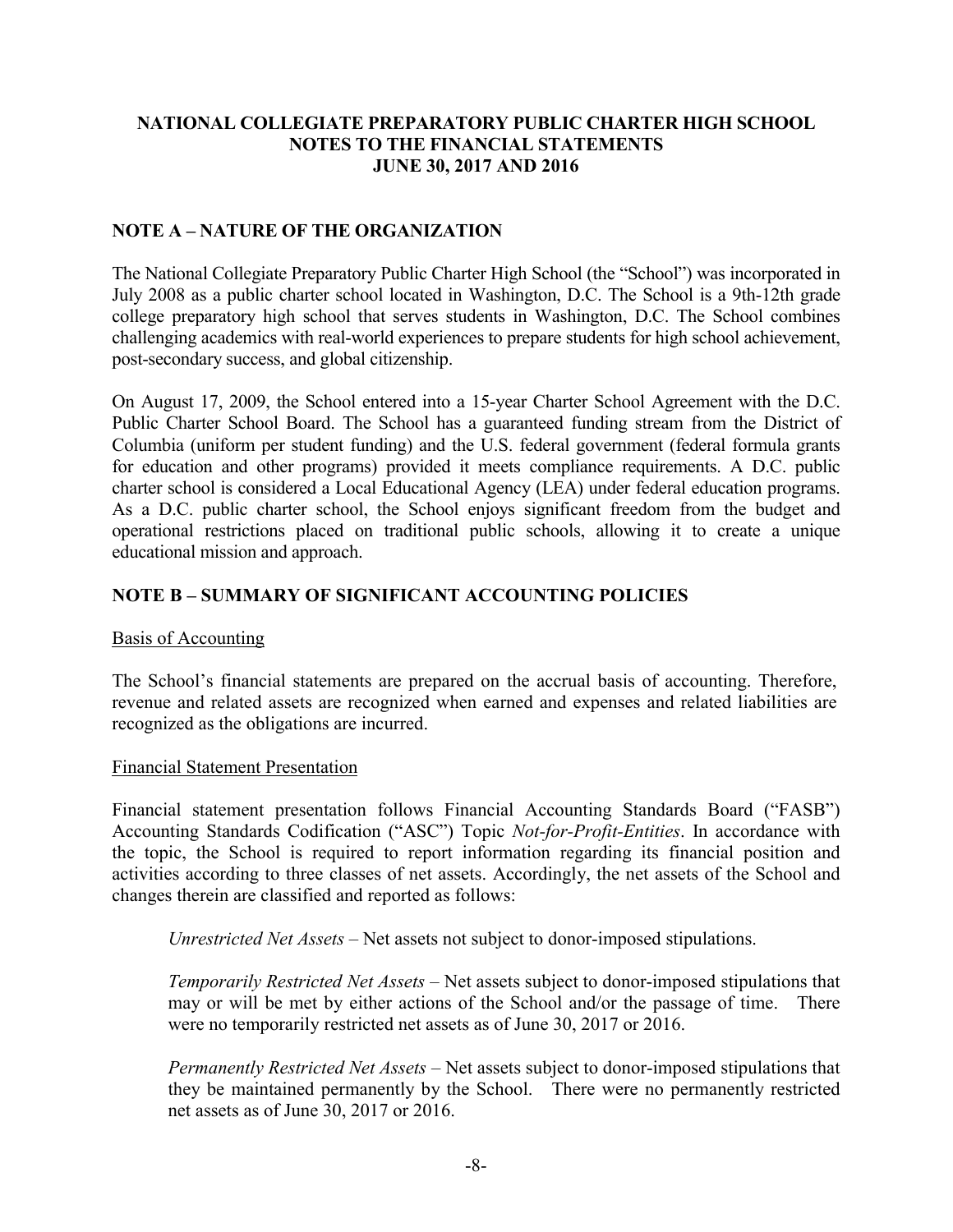**NATIONAL COLLEGIATE PREPARATORY PUBLIC CHARTER HIGH SCHOOL**
**NOTES TO THE FINANCIAL STATEMENTS**
**JUNE 30, 2017 AND 2016**

## NOTE A – NATURE OF THE ORGANIZATION

The National Collegiate Preparatory Public Charter High School (the "School") was incorporated in July 2008 as a public charter school located in Washington, D.C. The School is a 9th-12th grade college preparatory high school that serves students in Washington, D.C. The School combines challenging academics with real-world experiences to prepare students for high school achievement, post-secondary success, and global citizenship.

On August 17, 2009, the School entered into a 15-year Charter School Agreement with the D.C. Public Charter School Board. The School has a guaranteed funding stream from the District of Columbia (uniform per student funding) and the U.S. federal government (federal formula grants for education and other programs) provided it meets compliance requirements. A D.C. public charter school is considered a Local Educational Agency (LEA) under federal education programs. As a D.C. public charter school, the School enjoys significant freedom from the budget and operational restrictions placed on traditional public schools, allowing it to create a unique educational mission and approach.

## NOTE B – SUMMARY OF SIGNIFICANT ACCOUNTING POLICIES

Basis of Accounting

The School's financial statements are prepared on the accrual basis of accounting. Therefore, revenue and related assets are recognized when earned and expenses and related liabilities are recognized as the obligations are incurred.

Financial Statement Presentation

Financial statement presentation follows Financial Accounting Standards Board ("FASB") Accounting Standards Codification ("ASC") Topic *Not-for-Profit-Entities*. In accordance with the topic, the School is required to report information regarding its financial position and activities according to three classes of net assets. Accordingly, the net assets of the School and changes therein are classified and reported as follows:

*Unrestricted Net Assets* – Net assets not subject to donor-imposed stipulations.

*Temporarily Restricted Net Assets* – Net assets subject to donor-imposed stipulations that may or will be met by either actions of the School and/or the passage of time. There were no temporarily restricted net assets as of June 30, 2017 or 2016.

*Permanently Restricted Net Assets* – Net assets subject to donor-imposed stipulations that they be maintained permanently by the School. There were no permanently restricted net assets as of June 30, 2017 or 2016.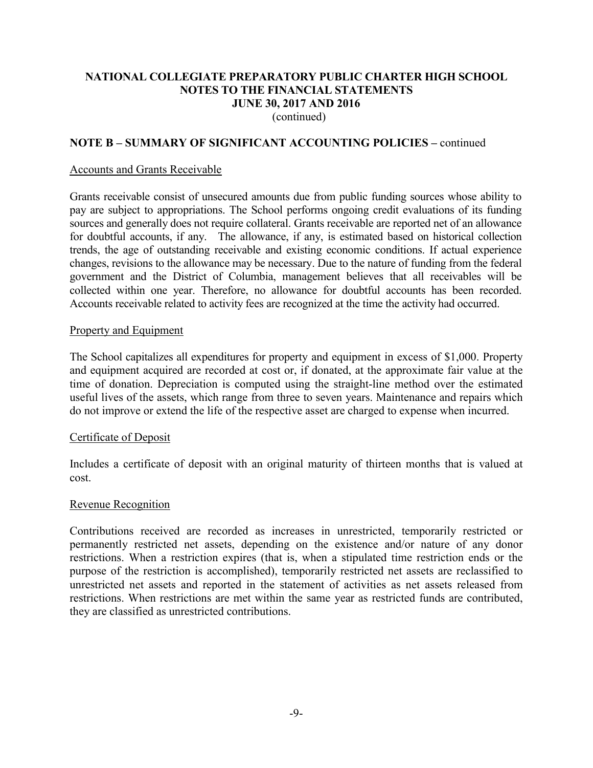**NATIONAL COLLEGIATE PREPARATORY PUBLIC CHARTER HIGH SCHOOL**
**NOTES TO THE FINANCIAL STATEMENTS**
**JUNE 30, 2017 AND 2016**
(continued)

## NOTE B – SUMMARY OF SIGNIFICANT ACCOUNTING POLICIES – continued

### Accounts and Grants Receivable

Grants receivable consist of unsecured amounts due from public funding sources whose ability to pay are subject to appropriations. The School performs ongoing credit evaluations of its funding sources and generally does not require collateral. Grants receivable are reported net of an allowance for doubtful accounts, if any. The allowance, if any, is estimated based on historical collection trends, the age of outstanding receivable and existing economic conditions. If actual experience changes, revisions to the allowance may be necessary. Due to the nature of funding from the federal government and the District of Columbia, management believes that all receivables will be collected within one year. Therefore, no allowance for doubtful accounts has been recorded. Accounts receivable related to activity fees are recognized at the time the activity had occurred.

### Property and Equipment

The School capitalizes all expenditures for property and equipment in excess of $1,000. Property and equipment acquired are recorded at cost or, if donated, at the approximate fair value at the time of donation. Depreciation is computed using the straight-line method over the estimated useful lives of the assets, which range from three to seven years. Maintenance and repairs which do not improve or extend the life of the respective asset are charged to expense when incurred.

### Certificate of Deposit

Includes a certificate of deposit with an original maturity of thirteen months that is valued at cost.

### Revenue Recognition

Contributions received are recorded as increases in unrestricted, temporarily restricted or permanently restricted net assets, depending on the existence and/or nature of any donor restrictions. When a restriction expires (that is, when a stipulated time restriction ends or the purpose of the restriction is accomplished), temporarily restricted net assets are reclassified to unrestricted net assets and reported in the statement of activities as net assets released from restrictions. When restrictions are met within the same year as restricted funds are contributed, they are classified as unrestricted contributions.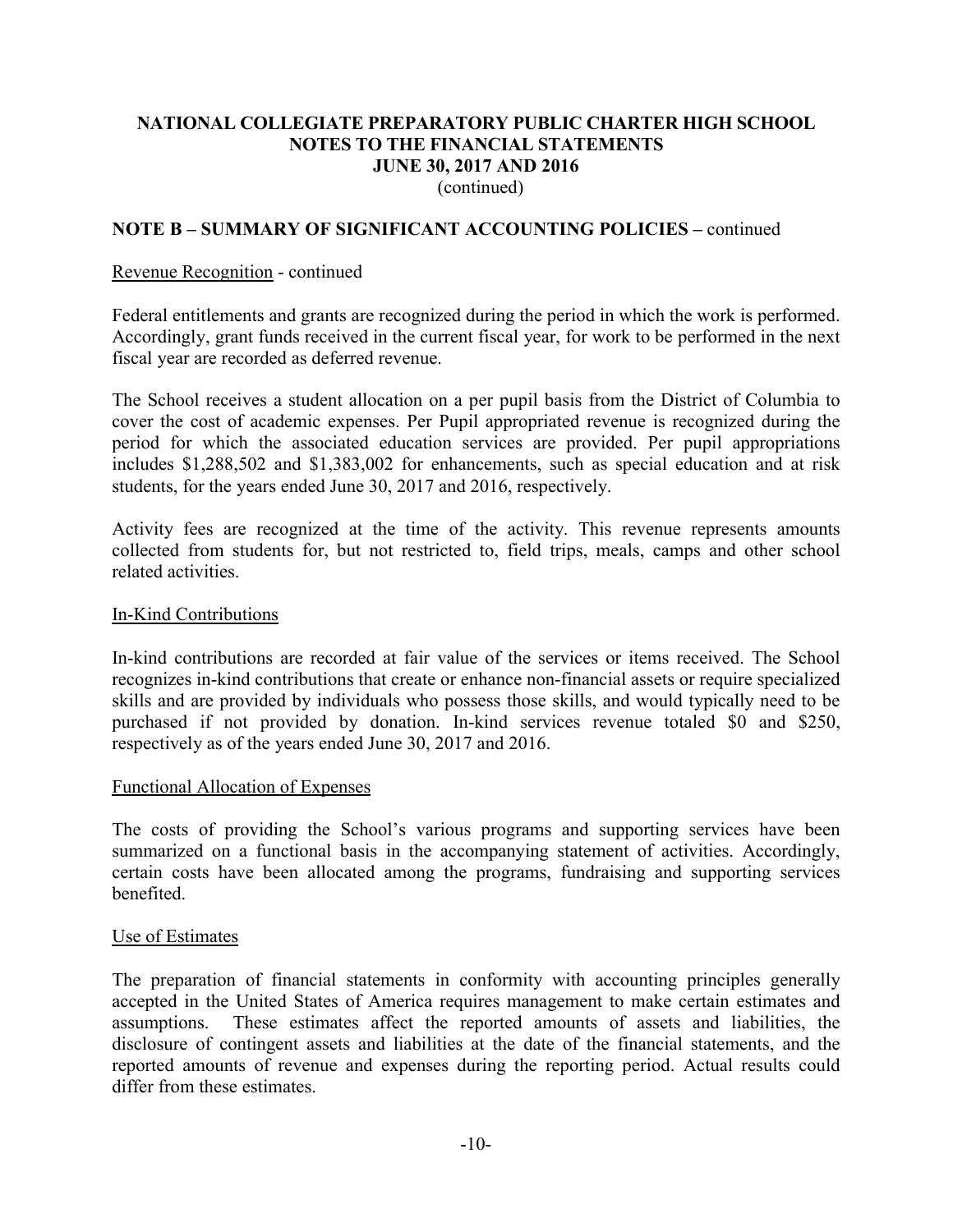**NATIONAL COLLEGIATE PREPARATORY PUBLIC CHARTER HIGH SCHOOL**
**NOTES TO THE FINANCIAL STATEMENTS**
**JUNE 30, 2017 AND 2016**
(continued)

## NOTE B – SUMMARY OF SIGNIFICANT ACCOUNTING POLICIES – continued

Revenue Recognition - continued

Federal entitlements and grants are recognized during the period in which the work is performed. Accordingly, grant funds received in the current fiscal year, for work to be performed in the next fiscal year are recorded as deferred revenue.

The School receives a student allocation on a per pupil basis from the District of Columbia to cover the cost of academic expenses. Per Pupil appropriated revenue is recognized during the period for which the associated education services are provided. Per pupil appropriations includes $1,288,502 and $1,383,002 for enhancements, such as special education and at risk students, for the years ended June 30, 2017 and 2016, respectively.

Activity fees are recognized at the time of the activity. This revenue represents amounts collected from students for, but not restricted to, field trips, meals, camps and other school related activities.

In-Kind Contributions

In-kind contributions are recorded at fair value of the services or items received. The School recognizes in-kind contributions that create or enhance non-financial assets or require specialized skills and are provided by individuals who possess those skills, and would typically need to be purchased if not provided by donation. In-kind services revenue totaled $0 and $250, respectively as of the years ended June 30, 2017 and 2016.

Functional Allocation of Expenses

The costs of providing the School's various programs and supporting services have been summarized on a functional basis in the accompanying statement of activities. Accordingly, certain costs have been allocated among the programs, fundraising and supporting services benefited.

Use of Estimates

The preparation of financial statements in conformity with accounting principles generally accepted in the United States of America requires management to make certain estimates and assumptions. These estimates affect the reported amounts of assets and liabilities, the disclosure of contingent assets and liabilities at the date of the financial statements, and the reported amounts of revenue and expenses during the reporting period. Actual results could differ from these estimates.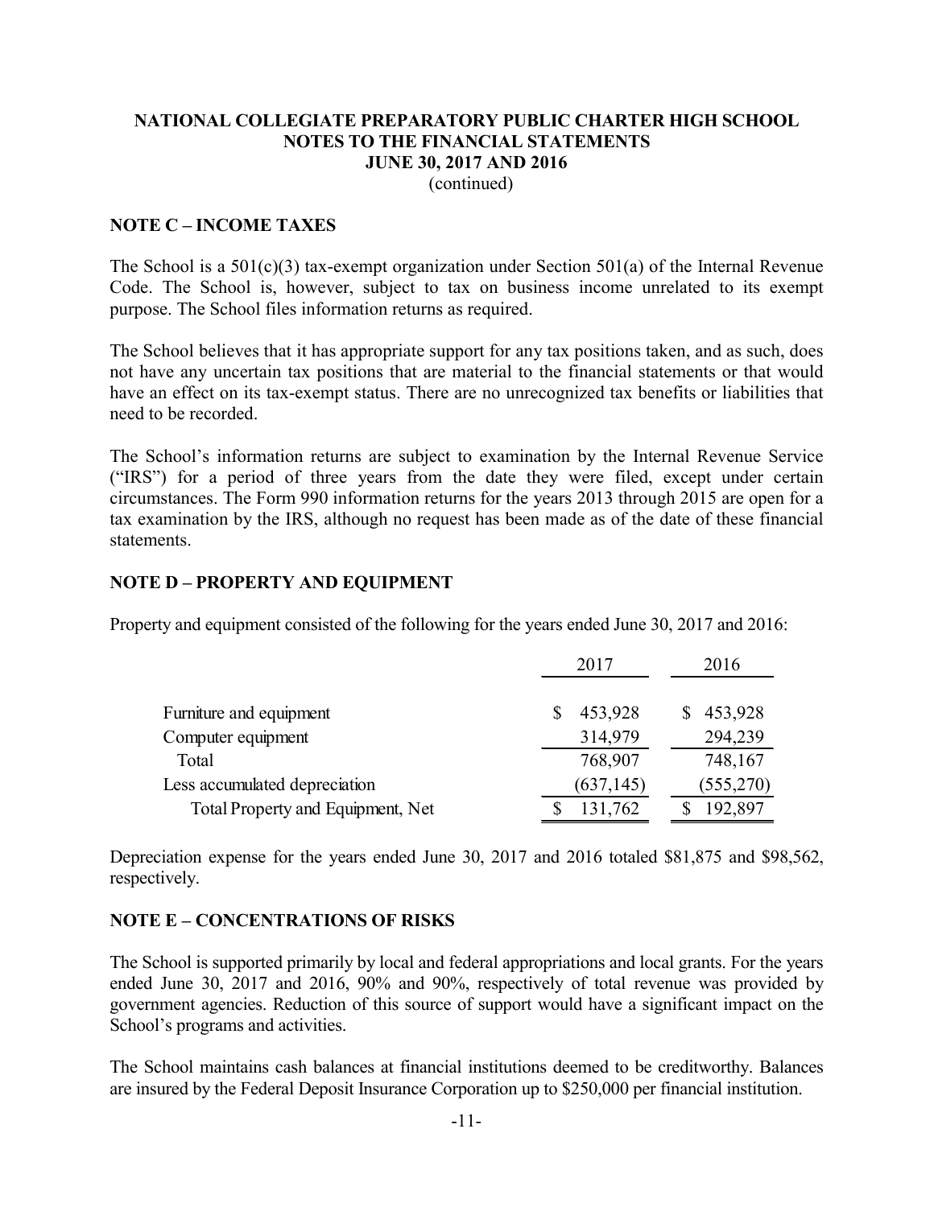**NATIONAL COLLEGIATE PREPARATORY PUBLIC CHARTER HIGH SCHOOL**
**NOTES TO THE FINANCIAL STATEMENTS**
**JUNE 30, 2017 AND 2016**
(continued)

## NOTE C – INCOME TAXES

The School is a 501(c)(3) tax-exempt organization under Section 501(a) of the Internal Revenue Code. The School is, however, subject to tax on business income unrelated to its exempt purpose. The School files information returns as required.

The School believes that it has appropriate support for any tax positions taken, and as such, does not have any uncertain tax positions that are material to the financial statements or that would have an effect on its tax-exempt status. There are no unrecognized tax benefits or liabilities that need to be recorded.

The School's information returns are subject to examination by the Internal Revenue Service ("IRS") for a period of three years from the date they were filed, except under certain circumstances. The Form 990 information returns for the years 2013 through 2015 are open for a tax examination by the IRS, although no request has been made as of the date of these financial statements.

## NOTE D – PROPERTY AND EQUIPMENT

Property and equipment consisted of the following for the years ended June 30, 2017 and 2016:

| | 2017 | 2016 |
|---|---|---|
| Furniture and equipment | $ 453,928 | $ 453,928 |
| Computer equipment | 314,979 | 294,239 |
| Total | 768,907 | 748,167 |
| Less accumulated depreciation | (637,145) | (555,270) |
| Total Property and Equipment, Net | $ 131,762 | $ 192,897 |

Depreciation expense for the years ended June 30, 2017 and 2016 totaled $81,875 and $98,562, respectively.

## NOTE E – CONCENTRATIONS OF RISKS

The School is supported primarily by local and federal appropriations and local grants. For the years ended June 30, 2017 and 2016, 90% and 90%, respectively of total revenue was provided by government agencies. Reduction of this source of support would have a significant impact on the School's programs and activities.

The School maintains cash balances at financial institutions deemed to be creditworthy. Balances are insured by the Federal Deposit Insurance Corporation up to $250,000 per financial institution.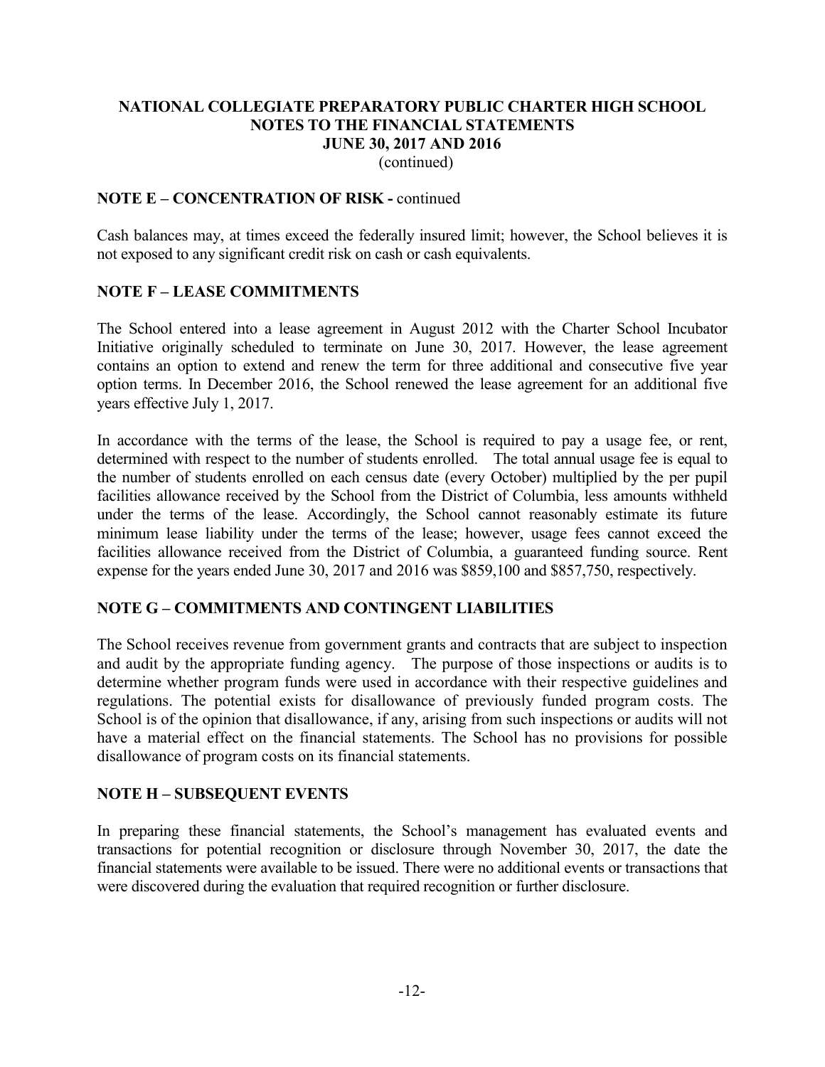**NATIONAL COLLEGIATE PREPARATORY PUBLIC CHARTER HIGH SCHOOL**
**NOTES TO THE FINANCIAL STATEMENTS**
**JUNE 30, 2017 AND 2016**
(continued)

## NOTE E – CONCENTRATION OF RISK - continued

Cash balances may, at times exceed the federally insured limit; however, the School believes it is not exposed to any significant credit risk on cash or cash equivalents.

## NOTE F – LEASE COMMITMENTS

The School entered into a lease agreement in August 2012 with the Charter School Incubator Initiative originally scheduled to terminate on June 30, 2017. However, the lease agreement contains an option to extend and renew the term for three additional and consecutive five year option terms. In December 2016, the School renewed the lease agreement for an additional five years effective July 1, 2017.

In accordance with the terms of the lease, the School is required to pay a usage fee, or rent, determined with respect to the number of students enrolled. The total annual usage fee is equal to the number of students enrolled on each census date (every October) multiplied by the per pupil facilities allowance received by the School from the District of Columbia, less amounts withheld under the terms of the lease. Accordingly, the School cannot reasonably estimate its future minimum lease liability under the terms of the lease; however, usage fees cannot exceed the facilities allowance received from the District of Columbia, a guaranteed funding source. Rent expense for the years ended June 30, 2017 and 2016 was $859,100 and $857,750, respectively.

## NOTE G – COMMITMENTS AND CONTINGENT LIABILITIES

The School receives revenue from government grants and contracts that are subject to inspection and audit by the appropriate funding agency. The purpose of those inspections or audits is to determine whether program funds were used in accordance with their respective guidelines and regulations. The potential exists for disallowance of previously funded program costs. The School is of the opinion that disallowance, if any, arising from such inspections or audits will not have a material effect on the financial statements. The School has no provisions for possible disallowance of program costs on its financial statements.

## NOTE H – SUBSEQUENT EVENTS

In preparing these financial statements, the School's management has evaluated events and transactions for potential recognition or disclosure through November 30, 2017, the date the financial statements were available to be issued. There were no additional events or transactions that were discovered during the evaluation that required recognition or further disclosure.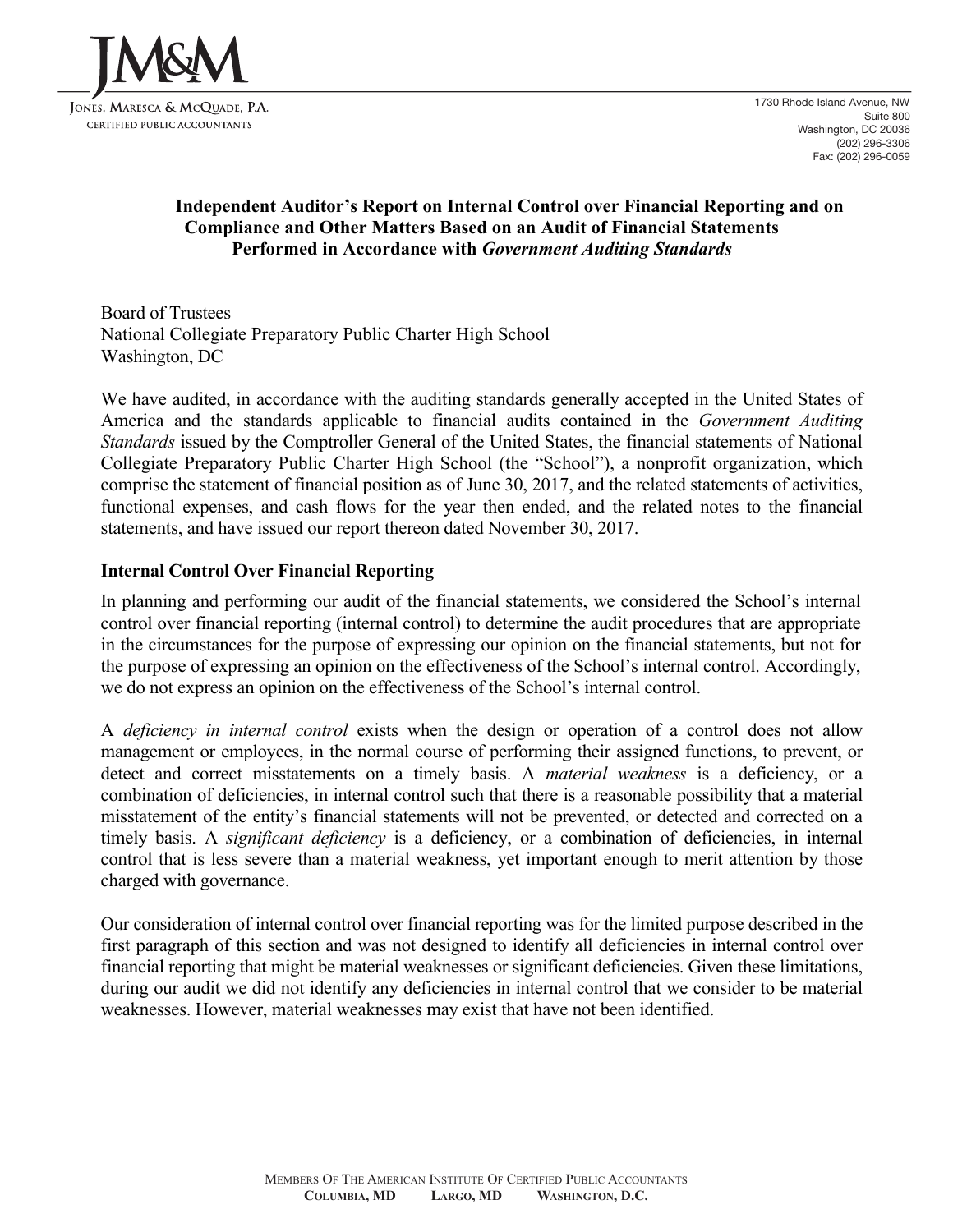JM&M

Jones, Maresca & McQuade, P.A.
Certified Public Accountants

1730 Rhode Island Avenue, NW
Suite 800
Washington, DC 20036
(202) 296-3306
Fax: (202) 296-0059

## Independent Auditor's Report on Internal Control over Financial Reporting and on Compliance and Other Matters Based on an Audit of Financial Statements Performed in Accordance with *Government Auditing Standards*

Board of Trustees
National Collegiate Preparatory Public Charter High School
Washington, DC

We have audited, in accordance with the auditing standards generally accepted in the United States of America and the standards applicable to financial audits contained in the *Government Auditing Standards* issued by the Comptroller General of the United States, the financial statements of National Collegiate Preparatory Public Charter High School (the "School"), a nonprofit organization, which comprise the statement of financial position as of June 30, 2017, and the related statements of activities, functional expenses, and cash flows for the year then ended, and the related notes to the financial statements, and have issued our report thereon dated November 30, 2017.

### Internal Control Over Financial Reporting

In planning and performing our audit of the financial statements, we considered the School's internal control over financial reporting (internal control) to determine the audit procedures that are appropriate in the circumstances for the purpose of expressing our opinion on the financial statements, but not for the purpose of expressing an opinion on the effectiveness of the School's internal control. Accordingly, we do not express an opinion on the effectiveness of the School's internal control.

A *deficiency in internal control* exists when the design or operation of a control does not allow management or employees, in the normal course of performing their assigned functions, to prevent, or detect and correct misstatements on a timely basis. A *material weakness* is a deficiency, or a combination of deficiencies, in internal control such that there is a reasonable possibility that a material misstatement of the entity's financial statements will not be prevented, or detected and corrected on a timely basis. A *significant deficiency* is a deficiency, or a combination of deficiencies, in internal control that is less severe than a material weakness, yet important enough to merit attention by those charged with governance.

Our consideration of internal control over financial reporting was for the limited purpose described in the first paragraph of this section and was not designed to identify all deficiencies in internal control over financial reporting that might be material weaknesses or significant deficiencies. Given these limitations, during our audit we did not identify any deficiencies in internal control that we consider to be material weaknesses. However, material weaknesses may exist that have not been identified.

Members Of The American Institute Of Certified Public Accountants
**Columbia, MD Largo, MD Washington, D.C.**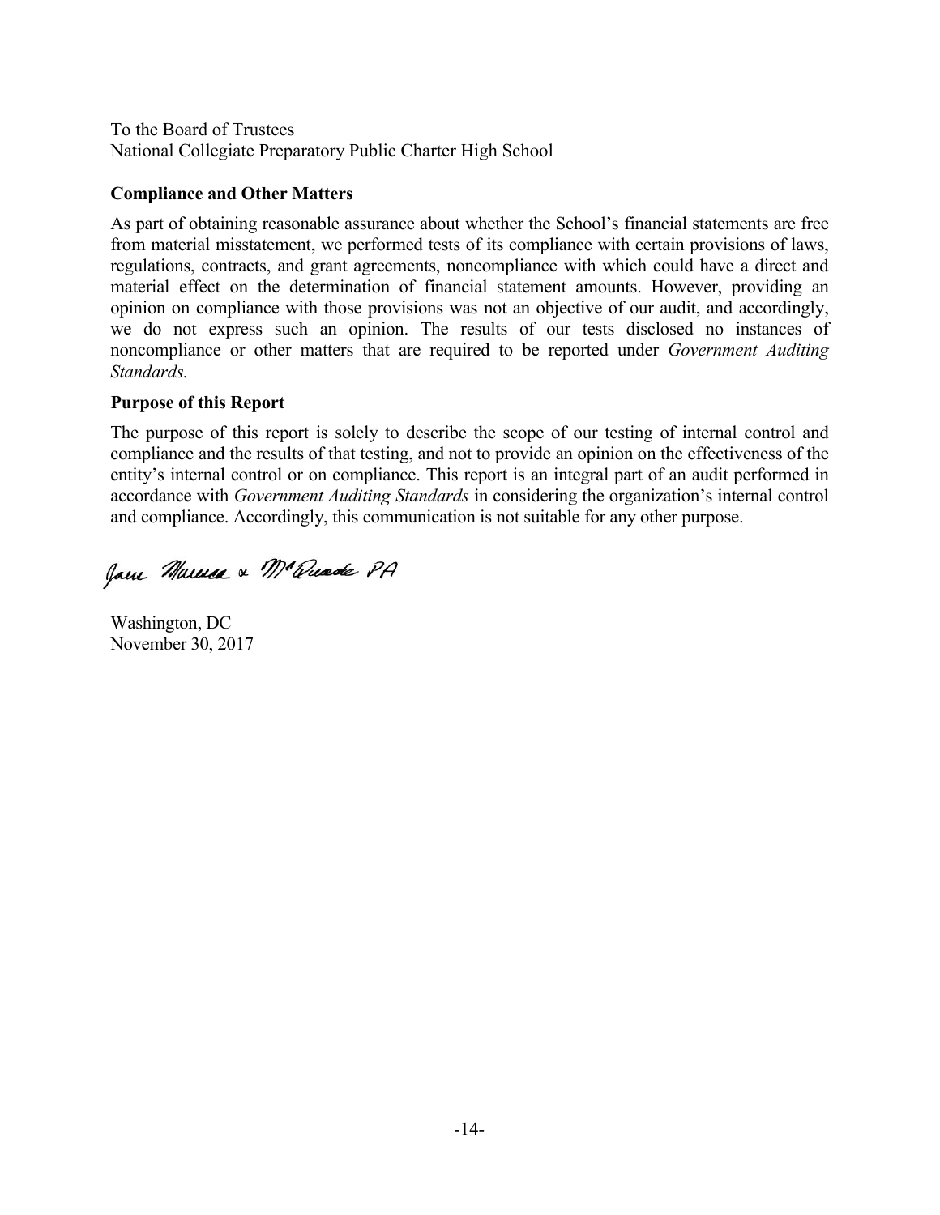To the Board of Trustees
National Collegiate Preparatory Public Charter High School

**Compliance and Other Matters**

As part of obtaining reasonable assurance about whether the School's financial statements are free from material misstatement, we performed tests of its compliance with certain provisions of laws, regulations, contracts, and grant agreements, noncompliance with which could have a direct and material effect on the determination of financial statement amounts. However, providing an opinion on compliance with those provisions was not an objective of our audit, and accordingly, we do not express such an opinion. The results of our tests disclosed no instances of noncompliance or other matters that are required to be reported under *Government Auditing Standards.*

**Purpose of this Report**

The purpose of this report is solely to describe the scope of our testing of internal control and compliance and the results of that testing, and not to provide an opinion on the effectiveness of the entity's internal control or on compliance. This report is an integral part of an audit performed in accordance with *Government Auditing Standards* in considering the organization's internal control and compliance. Accordingly, this communication is not suitable for any other purpose.

Jones Marsh & McQuade PA

Washington, DC
November 30, 2017